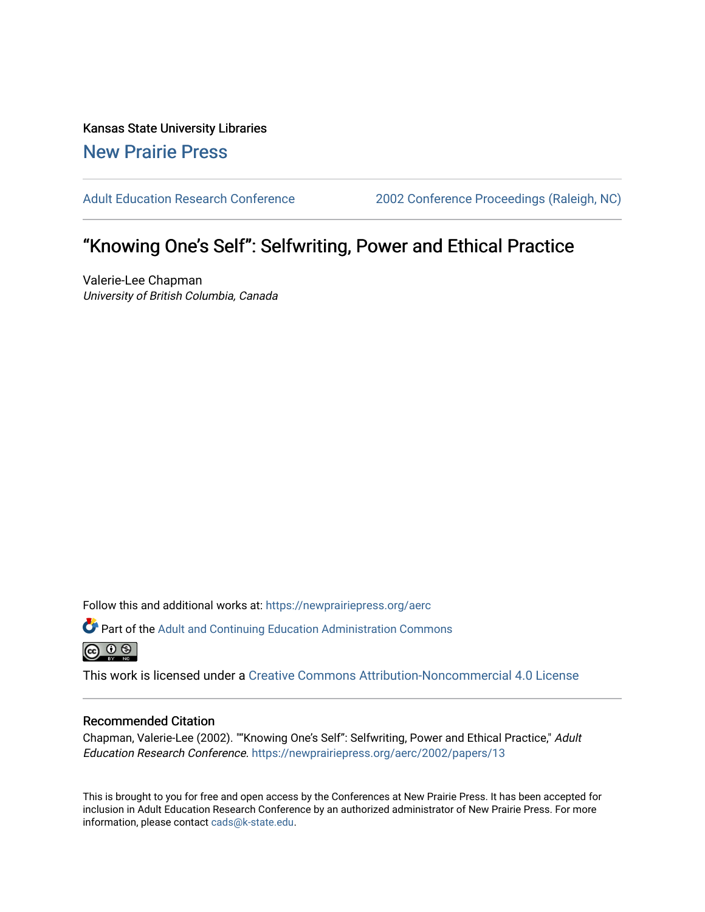Kansas State University Libraries

New Prairie Press

Adult Education Research Conference

2002 Conference Proceedings (Raleigh, NC)

# "Knowing One's Self": Selfwriting, Power and Ethical Practice

Valerie-Lee Chapman

*University of British Columbia, Canada*

Follow this and additional works at: https://newprairiepress.org/aerc

Part of the Adult and Continuing Education Administration Commons

This work is licensed under a Creative Commons Attribution-Noncommercial 4.0 License

## Recommended Citation

Chapman, Valerie-Lee (2002). ""Knowing One's Self": Selfwriting, Power and Ethical Practice," *Adult Education Research Conference*. https://newprairiepress.org/aerc/2002/papers/13

This is brought to you for free and open access by the Conferences at New Prairie Press. It has been accepted for inclusion in Adult Education Research Conference by an authorized administrator of New Prairie Press. For more information, please contact cads@k-state.edu.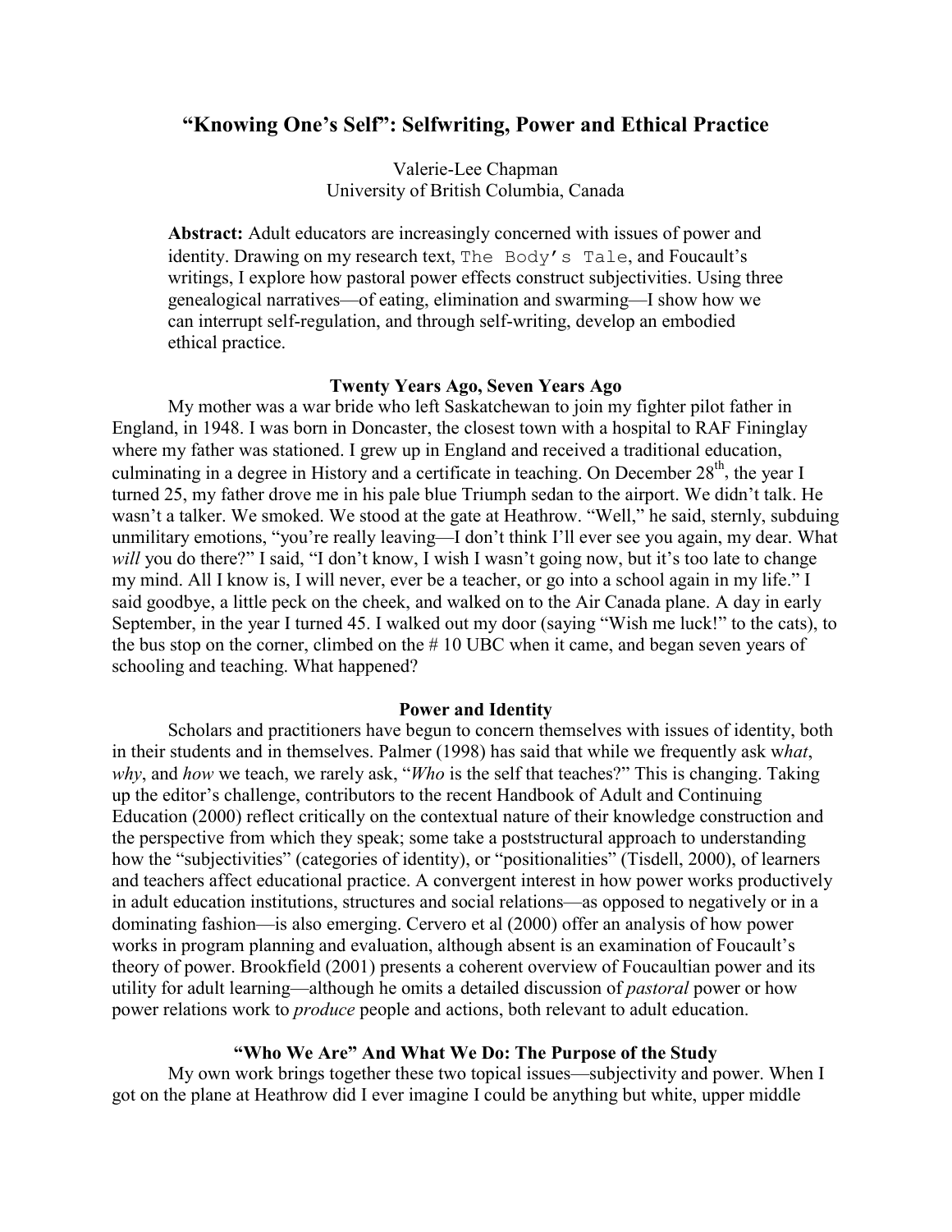# "Knowing One's Self": Selfwriting, Power and Ethical Practice

Valerie-Lee Chapman
University of British Columbia, Canada

**Abstract:** Adult educators are increasingly concerned with issues of power and identity. Drawing on my research text, `The Body's Tale`, and Foucault's writings, I explore how pastoral power effects construct subjectivities. Using three genealogical narratives—of eating, elimination and swarming—I show how we can interrupt self-regulation, and through self-writing, develop an embodied ethical practice.

### Twenty Years Ago, Seven Years Ago

My mother was a war bride who left Saskatchewan to join my fighter pilot father in England, in 1948. I was born in Doncaster, the closest town with a hospital to RAF Fininglay where my father was stationed. I grew up in England and received a traditional education, culminating in a degree in History and a certificate in teaching. On December 28th, the year I turned 25, my father drove me in his pale blue Triumph sedan to the airport. We didn't talk. He wasn't a talker. We smoked. We stood at the gate at Heathrow. "Well," he said, sternly, subduing unmilitary emotions, "you're really leaving—I don't think I'll ever see you again, my dear. What *will* you do there?" I said, "I don't know, I wish I wasn't going now, but it's too late to change my mind. All I know is, I will never, ever be a teacher, or go into a school again in my life." I said goodbye, a little peck on the cheek, and walked on to the Air Canada plane. A day in early September, in the year I turned 45. I walked out my door (saying "Wish me luck!" to the cats), to the bus stop on the corner, climbed on the # 10 UBC when it came, and began seven years of schooling and teaching. What happened?

### Power and Identity

Scholars and practitioners have begun to concern themselves with issues of identity, both in their students and in themselves. Palmer (1998) has said that while we frequently ask w*hat*, *why*, and *how* we teach, we rarely ask, "*Who* is the self that teaches?" This is changing. Taking up the editor's challenge, contributors to the recent Handbook of Adult and Continuing Education (2000) reflect critically on the contextual nature of their knowledge construction and the perspective from which they speak; some take a poststructural approach to understanding how the "subjectivities" (categories of identity), or "positionalities" (Tisdell, 2000), of learners and teachers affect educational practice. A convergent interest in how power works productively in adult education institutions, structures and social relations—as opposed to negatively or in a dominating fashion—is also emerging. Cervero et al (2000) offer an analysis of how power works in program planning and evaluation, although absent is an examination of Foucault's theory of power. Brookfield (2001) presents a coherent overview of Foucaultian power and its utility for adult learning—although he omits a detailed discussion of *pastoral* power or how power relations work to *produce* people and actions, both relevant to adult education.

### "Who We Are" And What We Do: The Purpose of the Study

My own work brings together these two topical issues—subjectivity and power. When I got on the plane at Heathrow did I ever imagine I could be anything but white, upper middle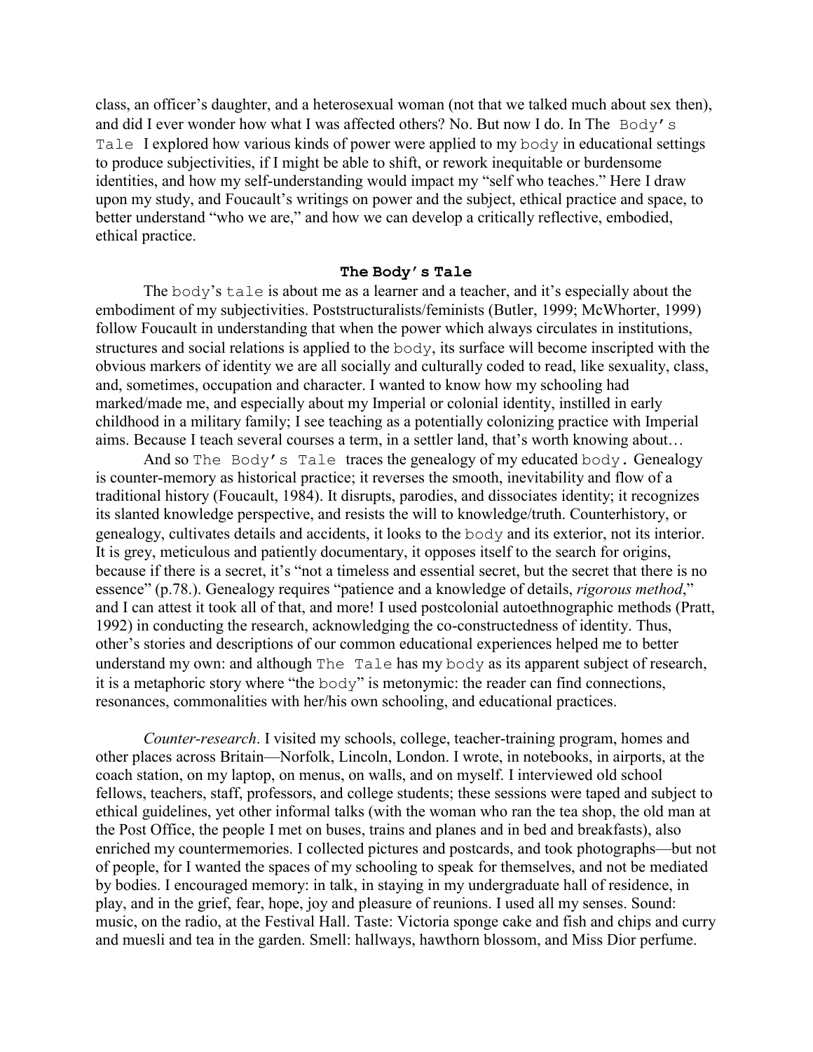class, an officer's daughter, and a heterosexual woman (not that we talked much about sex then), and did I ever wonder how what I was affected others? No. But now I do. In The `Body's Tale` I explored how various kinds of power were applied to my `body` in educational settings to produce subjectivities, if I might be able to shift, or rework inequitable or burdensome identities, and how my self-understanding would impact my "self who teaches." Here I draw upon my study, and Foucault's writings on power and the subject, ethical practice and space, to better understand "who we are," and how we can develop a critically reflective, embodied, ethical practice.

## The Body's Tale

The `body`'s `tale` is about me as a learner and a teacher, and it's especially about the embodiment of my subjectivities. Poststructuralists/feminists (Butler, 1999; McWhorter, 1999) follow Foucault in understanding that when the power which always circulates in institutions, structures and social relations is applied to the `body`, its surface will become inscripted with the obvious markers of identity we are all socially and culturally coded to read, like sexuality, class, and, sometimes, occupation and character. I wanted to know how my schooling had marked/made me, and especially about my Imperial or colonial identity, instilled in early childhood in a military family; I see teaching as a potentially colonizing practice with Imperial aims. Because I teach several courses a term, in a settler land, that's worth knowing about…

And so `The Body's Tale` traces the genealogy of my educated `body.` Genealogy is counter-memory as historical practice; it reverses the smooth, inevitability and flow of a traditional history (Foucault, 1984). It disrupts, parodies, and dissociates identity; it recognizes its slanted knowledge perspective, and resists the will to knowledge/truth. Counterhistory, or genealogy, cultivates details and accidents, it looks to the `body` and its exterior, not its interior. It is grey, meticulous and patiently documentary, it opposes itself to the search for origins, because if there is a secret, it's "not a timeless and essential secret, but the secret that there is no essence" (p.78.). Genealogy requires "patience and a knowledge of details, *rigorous method*," and I can attest it took all of that, and more! I used postcolonial autoethnographic methods (Pratt, 1992) in conducting the research, acknowledging the co-constructedness of identity. Thus, other's stories and descriptions of our common educational experiences helped me to better understand my own: and although `The Tale` has my `body` as its apparent subject of research, it is a metaphoric story where "the `body`" is metonymic: the reader can find connections, resonances, commonalities with her/his own schooling, and educational practices.

*Counter-research*. I visited my schools, college, teacher-training program, homes and other places across Britain—Norfolk, Lincoln, London. I wrote, in notebooks, in airports, at the coach station, on my laptop, on menus, on walls, and on myself. I interviewed old school fellows, teachers, staff, professors, and college students; these sessions were taped and subject to ethical guidelines, yet other informal talks (with the woman who ran the tea shop, the old man at the Post Office, the people I met on buses, trains and planes and in bed and breakfasts), also enriched my countermemories. I collected pictures and postcards, and took photographs—but not of people, for I wanted the spaces of my schooling to speak for themselves, and not be mediated by bodies. I encouraged memory: in talk, in staying in my undergraduate hall of residence, in play, and in the grief, fear, hope, joy and pleasure of reunions. I used all my senses. Sound: music, on the radio, at the Festival Hall. Taste: Victoria sponge cake and fish and chips and curry and muesli and tea in the garden. Smell: hallways, hawthorn blossom, and Miss Dior perfume.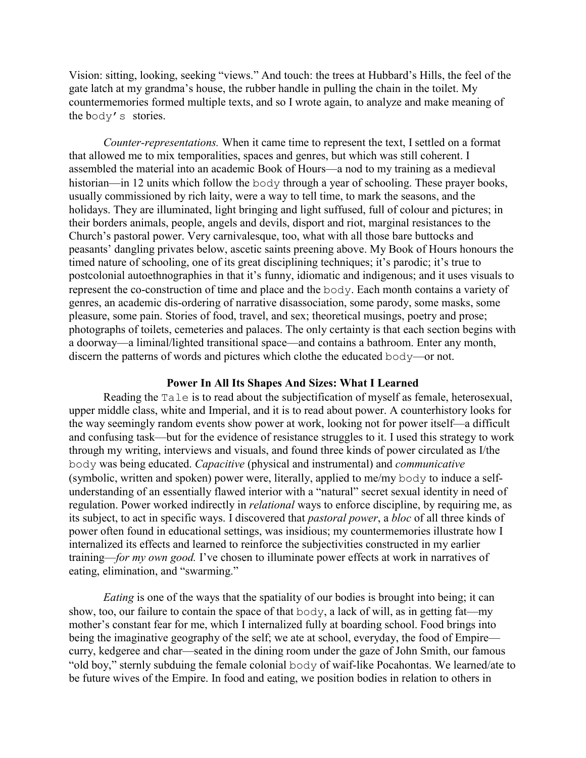Vision: sitting, looking, seeking "views." And touch: the trees at Hubbard's Hills, the feel of the gate latch at my grandma's house, the rubber handle in pulling the chain in the toilet. My countermemories formed multiple texts, and so I wrote again, to analyze and make meaning of the `body's` stories.

*Counter-representations.* When it came time to represent the text, I settled on a format that allowed me to mix temporalities, spaces and genres, but which was still coherent. I assembled the material into an academic Book of Hours—a nod to my training as a medieval historian—in 12 units which follow the `body` through a year of schooling. These prayer books, usually commissioned by rich laity, were a way to tell time, to mark the seasons, and the holidays. They are illuminated, light bringing and light suffused, full of colour and pictures; in their borders animals, people, angels and devils, disport and riot, marginal resistances to the Church's pastoral power. Very carnivalesque, too, what with all those bare buttocks and peasants' dangling privates below, ascetic saints preening above. My Book of Hours honours the timed nature of schooling, one of its great disciplining techniques; it's parodic; it's true to postcolonial autoethnographies in that it's funny, idiomatic and indigenous; and it uses visuals to represent the co-construction of time and place and the `body`. Each month contains a variety of genres, an academic dis-ordering of narrative disassociation, some parody, some masks, some pleasure, some pain. Stories of food, travel, and sex; theoretical musings, poetry and prose; photographs of toilets, cemeteries and palaces. The only certainty is that each section begins with a doorway—a liminal/lighted transitional space—and contains a bathroom. Enter any month, discern the patterns of words and pictures which clothe the educated `body`—or not.

## Power In All Its Shapes And Sizes: What I Learned

Reading the `Tale` is to read about the subjectification of myself as female, heterosexual, upper middle class, white and Imperial, and it is to read about power. A counterhistory looks for the way seemingly random events show power at work, looking not for power itself—a difficult and confusing task—but for the evidence of resistance struggles to it. I used this strategy to work through my writing, interviews and visuals, and found three kinds of power circulated as I/the `body` was being educated. *Capacitive* (physical and instrumental) and *communicative* (symbolic, written and spoken) power were, literally, applied to me/my `body` to induce a self-understanding of an essentially flawed interior with a "natural" secret sexual identity in need of regulation. Power worked indirectly in *relational* ways to enforce discipline, by requiring me, as its subject, to act in specific ways. I discovered that *pastoral power*, a *bloc* of all three kinds of power often found in educational settings, was insidious; my countermemories illustrate how I internalized its effects and learned to reinforce the subjectivities constructed in my earlier training—*for my own good.* I've chosen to illuminate power effects at work in narratives of eating, elimination, and "swarming."

*Eating* is one of the ways that the spatiality of our bodies is brought into being; it can show, too, our failure to contain the space of that `body`, a lack of will, as in getting fat—my mother's constant fear for me, which I internalized fully at boarding school. Food brings into being the imaginative geography of the self; we ate at school, everyday, the food of Empire—curry, kedgeree and char—seated in the dining room under the gaze of John Smith, our famous "old boy," sternly subduing the female colonial `body` of waif-like Pocahontas. We learned/ate to be future wives of the Empire. In food and eating, we position bodies in relation to others in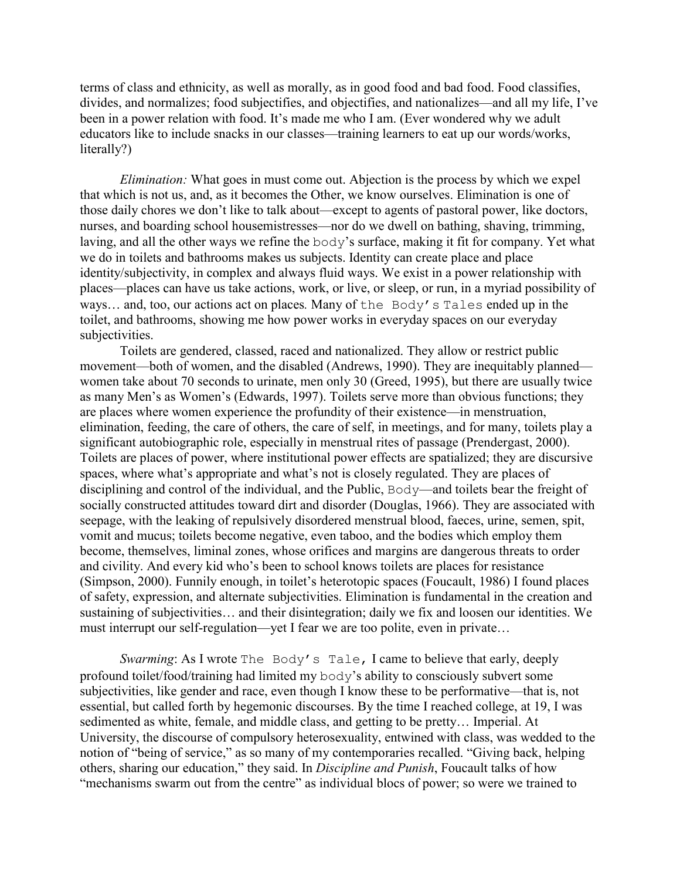terms of class and ethnicity, as well as morally, as in good food and bad food. Food classifies, divides, and normalizes; food subjectifies, and objectifies, and nationalizes—and all my life, I've been in a power relation with food. It's made me who I am. (Ever wondered why we adult educators like to include snacks in our classes—training learners to eat up our words/works, literally?)

*Elimination:* What goes in must come out. Abjection is the process by which we expel that which is not us, and, as it becomes the Other, we know ourselves. Elimination is one of those daily chores we don't like to talk about—except to agents of pastoral power, like doctors, nurses, and boarding school housemistresses—nor do we dwell on bathing, shaving, trimming, laving, and all the other ways we refine the `body`'s surface, making it fit for company. Yet what we do in toilets and bathrooms makes us subjects. Identity can create place and place identity/subjectivity, in complex and always fluid ways. We exist in a power relationship with places—places can have us take actions, work, or live, or sleep, or run, in a myriad possibility of ways… and, too, our actions act on places. Many of `the Body's Tales` ended up in the toilet, and bathrooms, showing me how power works in everyday spaces on our everyday subjectivities.

Toilets are gendered, classed, raced and nationalized. They allow or restrict public movement—both of women, and the disabled (Andrews, 1990). They are inequitably planned—women take about 70 seconds to urinate, men only 30 (Greed, 1995), but there are usually twice as many Men's as Women's (Edwards, 1997). Toilets serve more than obvious functions; they are places where women experience the profundity of their existence—in menstruation, elimination, feeding, the care of others, the care of self, in meetings, and for many, toilets play a significant autobiographic role, especially in menstrual rites of passage (Prendergast, 2000). Toilets are places of power, where institutional power effects are spatialized; they are discursive spaces, where what's appropriate and what's not is closely regulated. They are places of disciplining and control of the individual, and the Public, `Body`—and toilets bear the freight of socially constructed attitudes toward dirt and disorder (Douglas, 1966). They are associated with seepage, with the leaking of repulsively disordered menstrual blood, faeces, urine, semen, spit, vomit and mucus; toilets become negative, even taboo, and the bodies which employ them become, themselves, liminal zones, whose orifices and margins are dangerous threats to order and civility. And every kid who's been to school knows toilets are places for resistance (Simpson, 2000). Funnily enough, in toilet's heterotopic spaces (Foucault, 1986) I found places of safety, expression, and alternate subjectivities. Elimination is fundamental in the creation and sustaining of subjectivities… and their disintegration; daily we fix and loosen our identities. We must interrupt our self-regulation—yet I fear we are too polite, even in private…

*Swarming*: As I wrote `The Body's Tale,` I came to believe that early, deeply profound toilet/food/training had limited my `body`'s ability to consciously subvert some subjectivities, like gender and race, even though I know these to be performative—that is, not essential, but called forth by hegemonic discourses. By the time I reached college, at 19, I was sedimented as white, female, and middle class, and getting to be pretty… Imperial. At University, the discourse of compulsory heterosexuality, entwined with class, was wedded to the notion of "being of service," as so many of my contemporaries recalled. "Giving back, helping others, sharing our education," they said. In *Discipline and Punish*, Foucault talks of how "mechanisms swarm out from the centre" as individual blocs of power; so were we trained to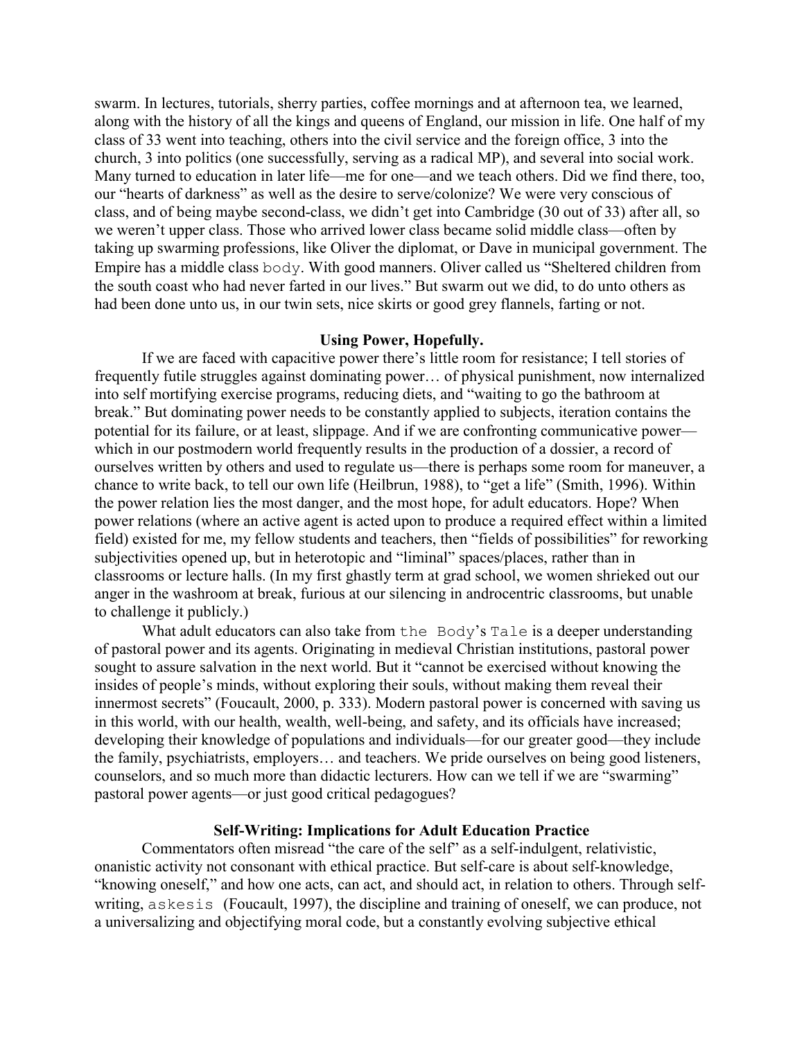swarm. In lectures, tutorials, sherry parties, coffee mornings and at afternoon tea, we learned, along with the history of all the kings and queens of England, our mission in life. One half of my class of 33 went into teaching, others into the civil service and the foreign office, 3 into the church, 3 into politics (one successfully, serving as a radical MP), and several into social work. Many turned to education in later life—me for one—and we teach others. Did we find there, too, our "hearts of darkness" as well as the desire to serve/colonize? We were very conscious of class, and of being maybe second-class, we didn't get into Cambridge (30 out of 33) after all, so we weren't upper class. Those who arrived lower class became solid middle class—often by taking up swarming professions, like Oliver the diplomat, or Dave in municipal government. The Empire has a middle class `body`. With good manners. Oliver called us "Sheltered children from the south coast who had never farted in our lives." But swarm out we did, to do unto others as had been done unto us, in our twin sets, nice skirts or good grey flannels, farting or not.

**Using Power, Hopefully.**

If we are faced with capacitive power there's little room for resistance; I tell stories of frequently futile struggles against dominating power… of physical punishment, now internalized into self mortifying exercise programs, reducing diets, and "waiting to go the bathroom at break." But dominating power needs to be constantly applied to subjects, iteration contains the potential for its failure, or at least, slippage. And if we are confronting communicative power—which in our postmodern world frequently results in the production of a dossier, a record of ourselves written by others and used to regulate us—there is perhaps some room for maneuver, a chance to write back, to tell our own life (Heilbrun, 1988), to "get a life" (Smith, 1996). Within the power relation lies the most danger, and the most hope, for adult educators. Hope? When power relations (where an active agent is acted upon to produce a required effect within a limited field) existed for me, my fellow students and teachers, then "fields of possibilities" for reworking subjectivities opened up, but in heterotopic and "liminal" spaces/places, rather than in classrooms or lecture halls. (In my first ghastly term at grad school, we women shrieked out our anger in the washroom at break, furious at our silencing in androcentric classrooms, but unable to challenge it publicly.)

What adult educators can also take from `the Body`'s `Tale` is a deeper understanding of pastoral power and its agents. Originating in medieval Christian institutions, pastoral power sought to assure salvation in the next world. But it "cannot be exercised without knowing the insides of people's minds, without exploring their souls, without making them reveal their innermost secrets" (Foucault, 2000, p. 333). Modern pastoral power is concerned with saving us in this world, with our health, wealth, well-being, and safety, and its officials have increased; developing their knowledge of populations and individuals—for our greater good—they include the family, psychiatrists, employers… and teachers. We pride ourselves on being good listeners, counselors, and so much more than didactic lecturers. How can we tell if we are "swarming" pastoral power agents—or just good critical pedagogues?

**Self-Writing: Implications for Adult Education Practice**

Commentators often misread "the care of the self" as a self-indulgent, relativistic, onanistic activity not consonant with ethical practice. But self-care is about self-knowledge, "knowing oneself," and how one acts, can act, and should act, in relation to others. Through self-writing, `askesis` (Foucault, 1997), the discipline and training of oneself, we can produce, not a universalizing and objectifying moral code, but a constantly evolving subjective ethical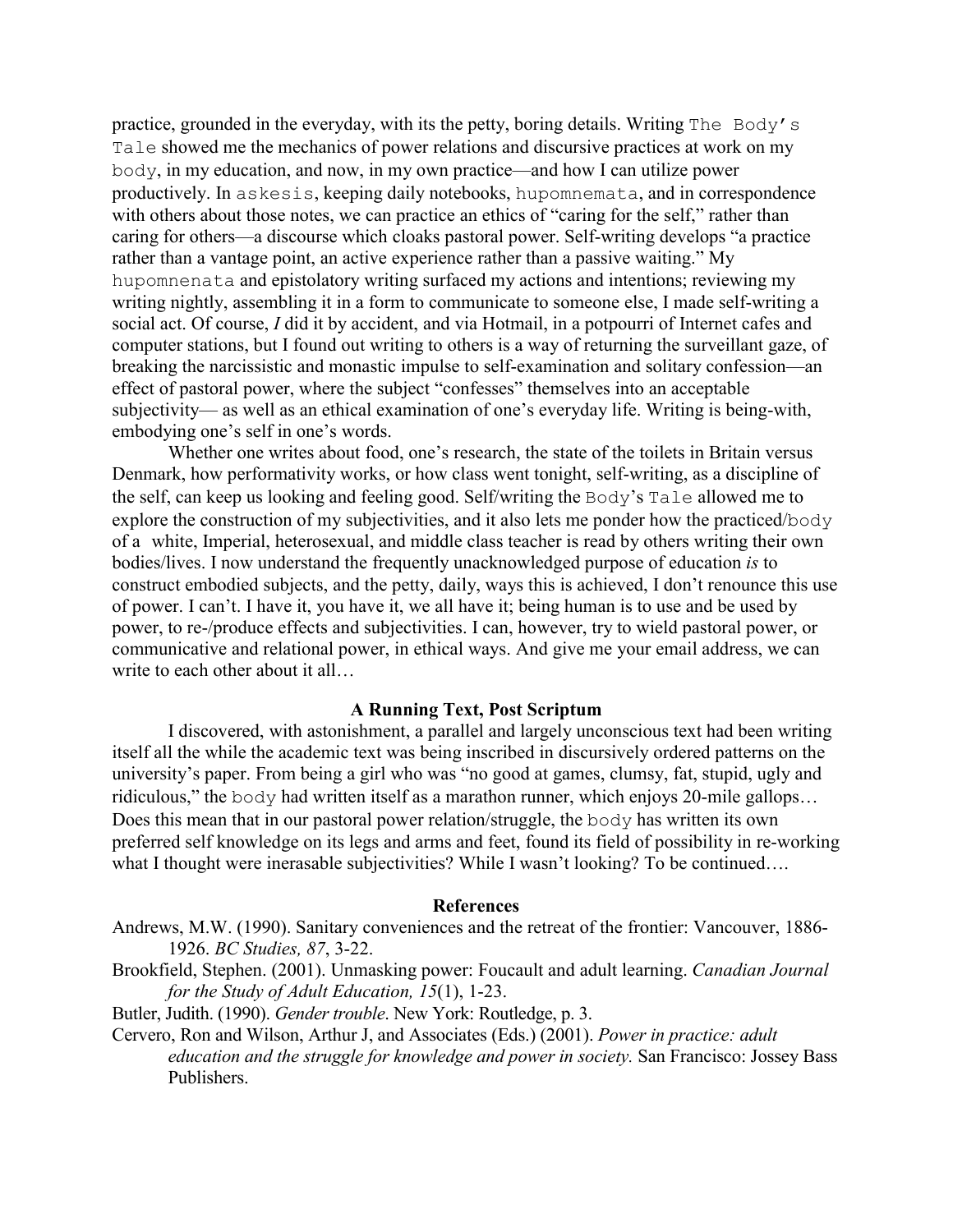practice, grounded in the everyday, with its the petty, boring details. Writing `The Body's Tale` showed me the mechanics of power relations and discursive practices at work on my `body`, in my education, and now, in my own practice—and how I can utilize power productively. In `askesis`, keeping daily notebooks, `hupomnemata`, and in correspondence with others about those notes, we can practice an ethics of "caring for the self," rather than caring for others—a discourse which cloaks pastoral power. Self-writing develops "a practice rather than a vantage point, an active experience rather than a passive waiting." My `hupomnenata` and epistolatory writing surfaced my actions and intentions; reviewing my writing nightly, assembling it in a form to communicate to someone else, I made self-writing a social act. Of course, *I* did it by accident, and via Hotmail, in a potpourri of Internet cafes and computer stations, but I found out writing to others is a way of returning the surveillant gaze, of breaking the narcissistic and monastic impulse to self-examination and solitary confession—an effect of pastoral power, where the subject "confesses" themselves into an acceptable subjectivity— as well as an ethical examination of one's everyday life. Writing is being-with, embodying one's self in one's words.

Whether one writes about food, one's research, the state of the toilets in Britain versus Denmark, how performativity works, or how class went tonight, self-writing, as a discipline of the self, can keep us looking and feeling good. Self/writing the `Body`'s `Tale` allowed me to explore the construction of my subjectivities, and it also lets me ponder how the practiced/`body` of a white, Imperial, heterosexual, and middle class teacher is read by others writing their own bodies/lives. I now understand the frequently unacknowledged purpose of education *is* to construct embodied subjects, and the petty, daily, ways this is achieved, I don't renounce this use of power. I can't. I have it, you have it, we all have it; being human is to use and be used by power, to re-/produce effects and subjectivities. I can, however, try to wield pastoral power, or communicative and relational power, in ethical ways. And give me your email address, we can write to each other about it all…

## A Running Text, Post Scriptum

I discovered, with astonishment, a parallel and largely unconscious text had been writing itself all the while the academic text was being inscribed in discursively ordered patterns on the university's paper. From being a girl who was "no good at games, clumsy, fat, stupid, ugly and ridiculous," the `body` had written itself as a marathon runner, which enjoys 20-mile gallops… Does this mean that in our pastoral power relation/struggle, the `body` has written its own preferred self knowledge on its legs and arms and feet, found its field of possibility in re-working what I thought were inerasable subjectivities? While I wasn't looking? To be continued….

## References

Andrews, M.W. (1990). Sanitary conveniences and the retreat of the frontier: Vancouver, 1886-1926. *BC Studies, 87*, 3-22.

Brookfield, Stephen. (2001). Unmasking power: Foucault and adult learning. *Canadian Journal for the Study of Adult Education, 15*(1), 1-23.

Butler, Judith. (1990). *Gender trouble*. New York: Routledge, p. 3.

Cervero, Ron and Wilson, Arthur J, and Associates (Eds.) (2001). *Power in practice: adult education and the struggle for knowledge and power in society.* San Francisco: Jossey Bass Publishers.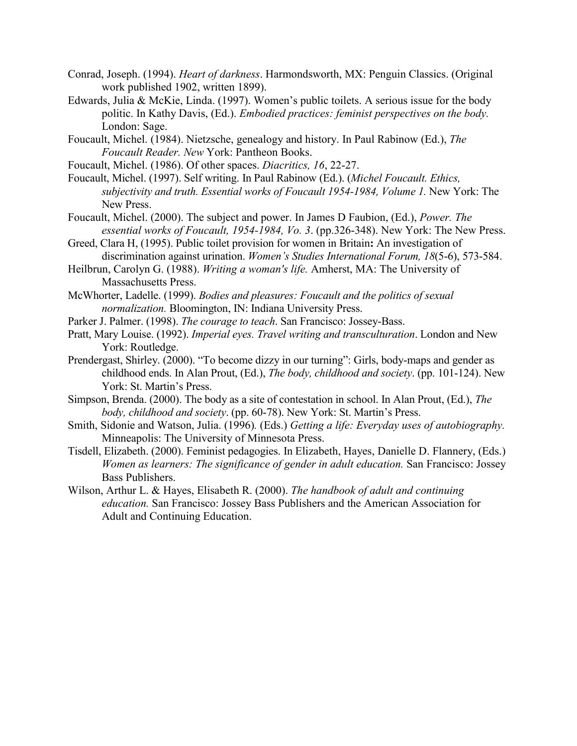Conrad, Joseph. (1994). *Heart of darkness*. Harmondsworth, MX: Penguin Classics. (Original work published 1902, written 1899).

Edwards, Julia & McKie, Linda. (1997). Women's public toilets. A serious issue for the body politic. In Kathy Davis, (Ed.). *Embodied practices: feminist perspectives on the body.* London: Sage.

Foucault, Michel. (1984). Nietzsche, genealogy and history. In Paul Rabinow (Ed.), *The Foucault Reader. New* York: Pantheon Books.

Foucault, Michel. (1986). Of other spaces. *Diacritics, 16*, 22-27.

Foucault, Michel. (1997). Self writing. In Paul Rabinow (Ed.). (*Michel Foucault. Ethics, subjectivity and truth. Essential works of Foucault 1954-1984, Volume 1.* New York: The New Press.

Foucault, Michel. (2000). The subject and power. In James D Faubion, (Ed.), *Power. The essential works of Foucault, 1954-1984, Vo. 3*. (pp.326-348). New York: The New Press.

Greed, Clara H, (1995). Public toilet provision for women in Britain**:** An investigation of discrimination against urination. *Women's Studies International Forum, 18*(5-6), 573-584.

Heilbrun, Carolyn G. (1988). *Writing a woman's life.* Amherst, MA: The University of Massachusetts Press.

McWhorter, Ladelle. (1999). *Bodies and pleasures: Foucault and the politics of sexual normalization.* Bloomington, IN: Indiana University Press.

Parker J. Palmer. (1998). *The courage to teach*. San Francisco: Jossey-Bass.

Pratt, Mary Louise. (1992). *Imperial eyes. Travel writing and transculturation*. London and New York: Routledge.

Prendergast, Shirley. (2000). "To become dizzy in our turning": Girls, body-maps and gender as childhood ends. In Alan Prout, (Ed.), *The body, childhood and society*. (pp. 101-124). New York: St. Martin's Press.

Simpson, Brenda. (2000). The body as a site of contestation in school. In Alan Prout, (Ed.), *The body, childhood and society*. (pp. 60-78). New York: St. Martin's Press.

Smith, Sidonie and Watson, Julia. (1996). (Eds.) *Getting a life: Everyday uses of autobiography.* Minneapolis: The University of Minnesota Press.

Tisdell, Elizabeth. (2000). Feminist pedagogies. In Elizabeth, Hayes, Danielle D. Flannery, (Eds.) *Women as learners: The significance of gender in adult education.* San Francisco: Jossey Bass Publishers.

Wilson, Arthur L. & Hayes, Elisabeth R. (2000). *The handbook of adult and continuing education.* San Francisco: Jossey Bass Publishers and the American Association for Adult and Continuing Education.